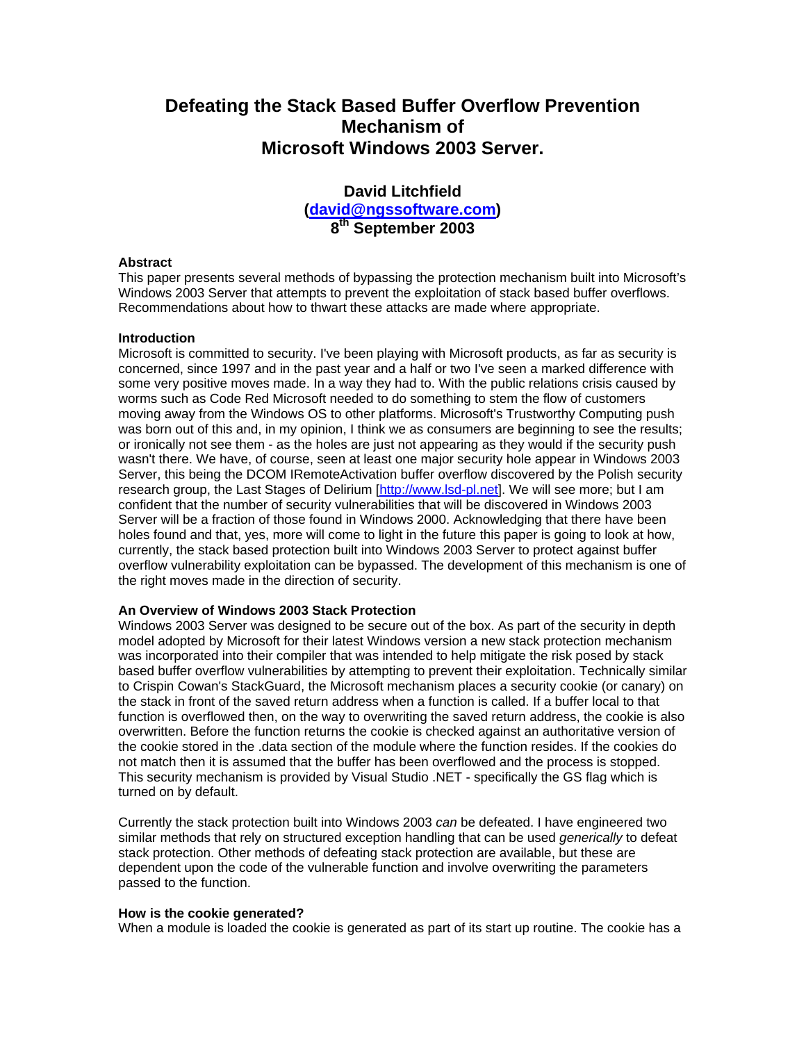# Defeating the Stack Based Buffer Overflow Prevention Mechanism of Microsoft Windows 2003 Server.

**David Litchfield**
**([david@ngssoftware.com](mailto:david@ngssoftware.com))**
**8th September 2003**

### Abstract

This paper presents several methods of bypassing the protection mechanism built into Microsoft's Windows 2003 Server that attempts to prevent the exploitation of stack based buffer overflows. Recommendations about how to thwart these attacks are made where appropriate.

### Introduction

Microsoft is committed to security. I've been playing with Microsoft products, as far as security is concerned, since 1997 and in the past year and a half or two I've seen a marked difference with some very positive moves made. In a way they had to. With the public relations crisis caused by worms such as Code Red Microsoft needed to do something to stem the flow of customers moving away from the Windows OS to other platforms. Microsoft's Trustworthy Computing push was born out of this and, in my opinion, I think we as consumers are beginning to see the results; or ironically not see them - as the holes are just not appearing as they would if the security push wasn't there. We have, of course, seen at least one major security hole appear in Windows 2003 Server, this being the DCOM IRemoteActivation buffer overflow discovered by the Polish security research group, the Last Stages of Delirium [[http://www.lsd-pl.net](http://www.lsd-pl.net)]. We will see more; but I am confident that the number of security vulnerabilities that will be discovered in Windows 2003 Server will be a fraction of those found in Windows 2000. Acknowledging that there have been holes found and that, yes, more will come to light in the future this paper is going to look at how, currently, the stack based protection built into Windows 2003 Server to protect against buffer overflow vulnerability exploitation can be bypassed. The development of this mechanism is one of the right moves made in the direction of security.

### An Overview of Windows 2003 Stack Protection

Windows 2003 Server was designed to be secure out of the box. As part of the security in depth model adopted by Microsoft for their latest Windows version a new stack protection mechanism was incorporated into their compiler that was intended to help mitigate the risk posed by stack based buffer overflow vulnerabilities by attempting to prevent their exploitation. Technically similar to Crispin Cowan's StackGuard, the Microsoft mechanism places a security cookie (or canary) on the stack in front of the saved return address when a function is called. If a buffer local to that function is overflowed then, on the way to overwriting the saved return address, the cookie is also overwritten. Before the function returns the cookie is checked against an authoritative version of the cookie stored in the .data section of the module where the function resides. If the cookies do not match then it is assumed that the buffer has been overflowed and the process is stopped. This security mechanism is provided by Visual Studio .NET - specifically the GS flag which is turned on by default.

Currently the stack protection built into Windows 2003 *can* be defeated. I have engineered two similar methods that rely on structured exception handling that can be used *generically* to defeat stack protection. Other methods of defeating stack protection are available, but these are dependent upon the code of the vulnerable function and involve overwriting the parameters passed to the function.

### How is the cookie generated?

When a module is loaded the cookie is generated as part of its start up routine. The cookie has a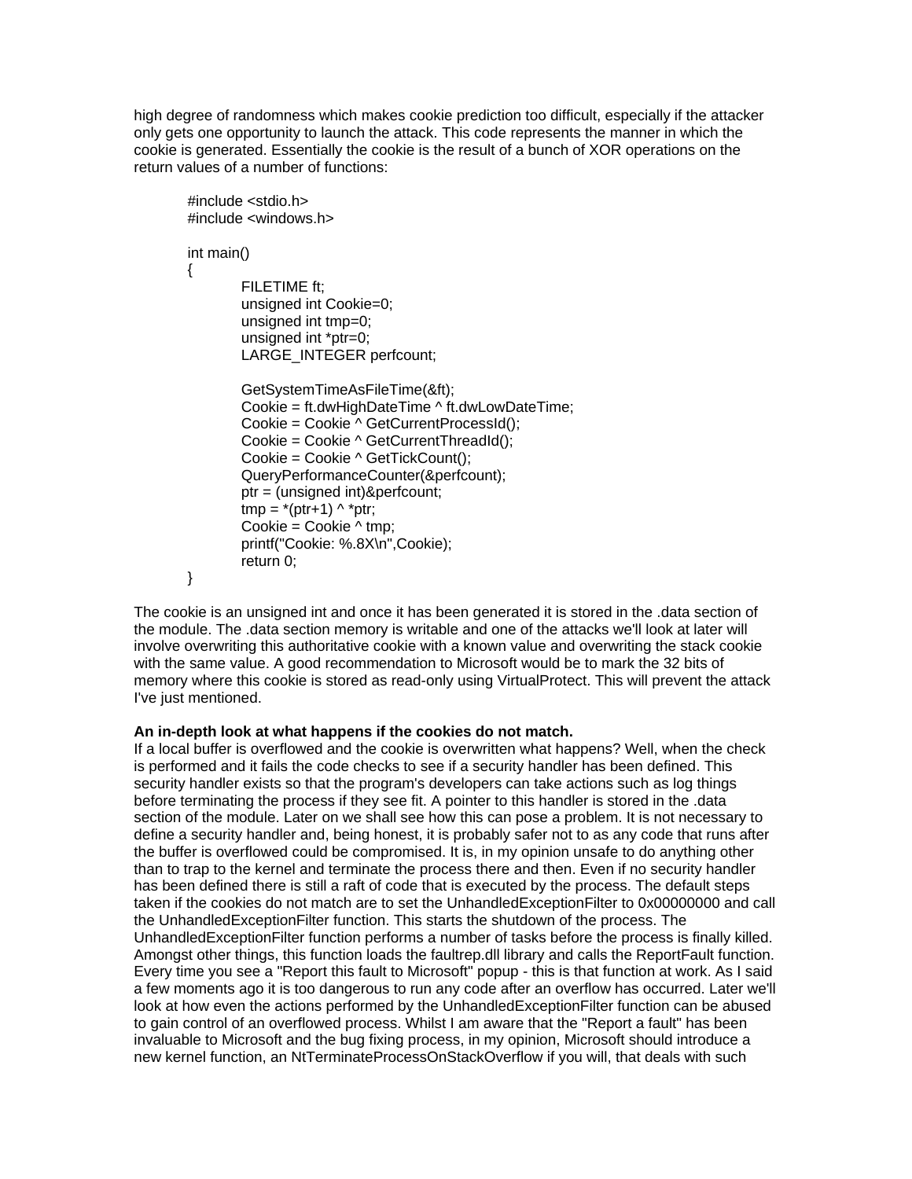high degree of randomness which makes cookie prediction too difficult, especially if the attacker only gets one opportunity to launch the attack. This code represents the manner in which the cookie is generated. Essentially the cookie is the result of a bunch of XOR operations on the return values of a number of functions:

```
#include <stdio.h>
#include <windows.h>

int main()
{
        FILETIME ft;
        unsigned int Cookie=0;
        unsigned int tmp=0;
        unsigned int *ptr=0;
        LARGE_INTEGER perfcount;

        GetSystemTimeAsFileTime(&ft);
        Cookie = ft.dwHighDateTime ^ ft.dwLowDateTime;
        Cookie = Cookie ^ GetCurrentProcessId();
        Cookie = Cookie ^ GetCurrentThreadId();
        Cookie = Cookie ^ GetTickCount();
        QueryPerformanceCounter(&perfcount);
        ptr = (unsigned int)&perfcount;
        tmp = *(ptr+1) ^ *ptr;
        Cookie = Cookie ^ tmp;
        printf("Cookie: %.8X\n",Cookie);
        return 0;
}
```

The cookie is an unsigned int and once it has been generated it is stored in the .data section of the module. The .data section memory is writable and one of the attacks we'll look at later will involve overwriting this authoritative cookie with a known value and overwriting the stack cookie with the same value. A good recommendation to Microsoft would be to mark the 32 bits of memory where this cookie is stored as read-only using VirtualProtect. This will prevent the attack I've just mentioned.

**An in-depth look at what happens if the cookies do not match.**

If a local buffer is overflowed and the cookie is overwritten what happens? Well, when the check is performed and it fails the code checks to see if a security handler has been defined. This security handler exists so that the program's developers can take actions such as log things before terminating the process if they see fit. A pointer to this handler is stored in the .data section of the module. Later on we shall see how this can pose a problem. It is not necessary to define a security handler and, being honest, it is probably safer not to as any code that runs after the buffer is overflowed could be compromised. It is, in my opinion unsafe to do anything other than to trap to the kernel and terminate the process there and then. Even if no security handler has been defined there is still a raft of code that is executed by the process. The default steps taken if the cookies do not match are to set the UnhandledExceptionFilter to 0x00000000 and call the UnhandledExceptionFilter function. This starts the shutdown of the process. The UnhandledExceptionFilter function performs a number of tasks before the process is finally killed. Amongst other things, this function loads the faultrep.dll library and calls the ReportFault function. Every time you see a "Report this fault to Microsoft" popup - this is that function at work. As I said a few moments ago it is too dangerous to run any code after an overflow has occurred. Later we'll look at how even the actions performed by the UnhandledExceptionFilter function can be abused to gain control of an overflowed process. Whilst I am aware that the "Report a fault" has been invaluable to Microsoft and the bug fixing process, in my opinion, Microsoft should introduce a new kernel function, an NtTerminateProcessOnStackOverflow if you will, that deals with such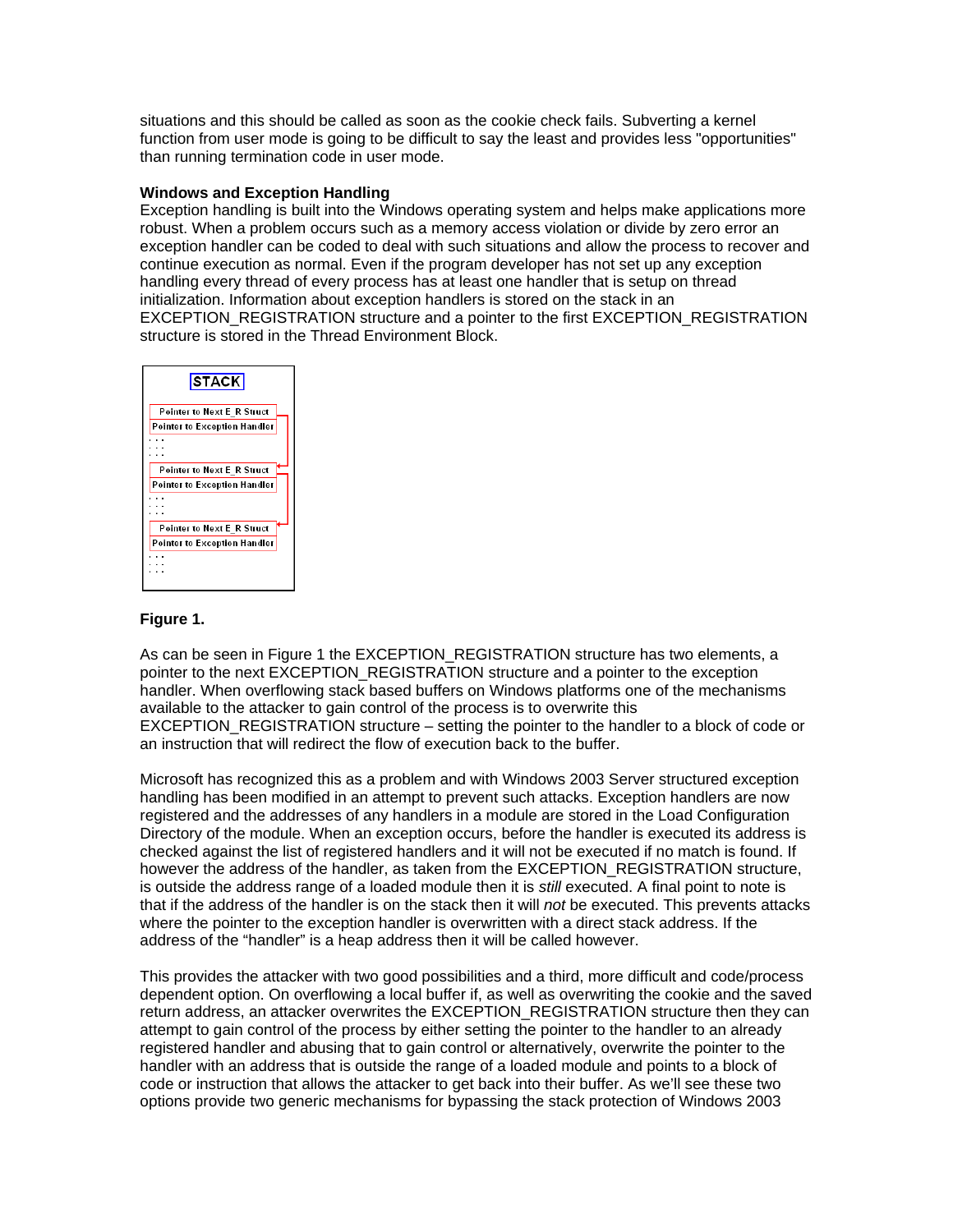situations and this should be called as soon as the cookie check fails. Subverting a kernel function from user mode is going to be difficult to say the least and provides less "opportunities" than running termination code in user mode.

**Windows and Exception Handling**

Exception handling is built into the Windows operating system and helps make applications more robust. When a problem occurs such as a memory access violation or divide by zero error an exception handler can be coded to deal with such situations and allow the process to recover and continue execution as normal. Even if the program developer has not set up any exception handling every thread of every process has at least one handler that is setup on thread initialization. Information about exception handlers is stored on the stack in an EXCEPTION_REGISTRATION structure and a pointer to the first EXCEPTION_REGISTRATION structure is stored in the Thread Environment Block.

**Figure 1.**

As can be seen in Figure 1 the EXCEPTION_REGISTRATION structure has two elements, a pointer to the next EXCEPTION_REGISTRATION structure and a pointer to the exception handler. When overflowing stack based buffers on Windows platforms one of the mechanisms available to the attacker to gain control of the process is to overwrite this EXCEPTION_REGISTRATION structure – setting the pointer to the handler to a block of code or an instruction that will redirect the flow of execution back to the buffer.

Microsoft has recognized this as a problem and with Windows 2003 Server structured exception handling has been modified in an attempt to prevent such attacks. Exception handlers are now registered and the addresses of any handlers in a module are stored in the Load Configuration Directory of the module. When an exception occurs, before the handler is executed its address is checked against the list of registered handlers and it will not be executed if no match is found. If however the address of the handler, as taken from the EXCEPTION_REGISTRATION structure, is outside the address range of a loaded module then it is *still* executed. A final point to note is that if the address of the handler is on the stack then it will *not* be executed. This prevents attacks where the pointer to the exception handler is overwritten with a direct stack address. If the address of the "handler" is a heap address then it will be called however.

This provides the attacker with two good possibilities and a third, more difficult and code/process dependent option. On overflowing a local buffer if, as well as overwriting the cookie and the saved return address, an attacker overwrites the EXCEPTION_REGISTRATION structure then they can attempt to gain control of the process by either setting the pointer to the handler to an already registered handler and abusing that to gain control or alternatively, overwrite the pointer to the handler with an address that is outside the range of a loaded module and points to a block of code or instruction that allows the attacker to get back into their buffer. As we'll see these two options provide two generic mechanisms for bypassing the stack protection of Windows 2003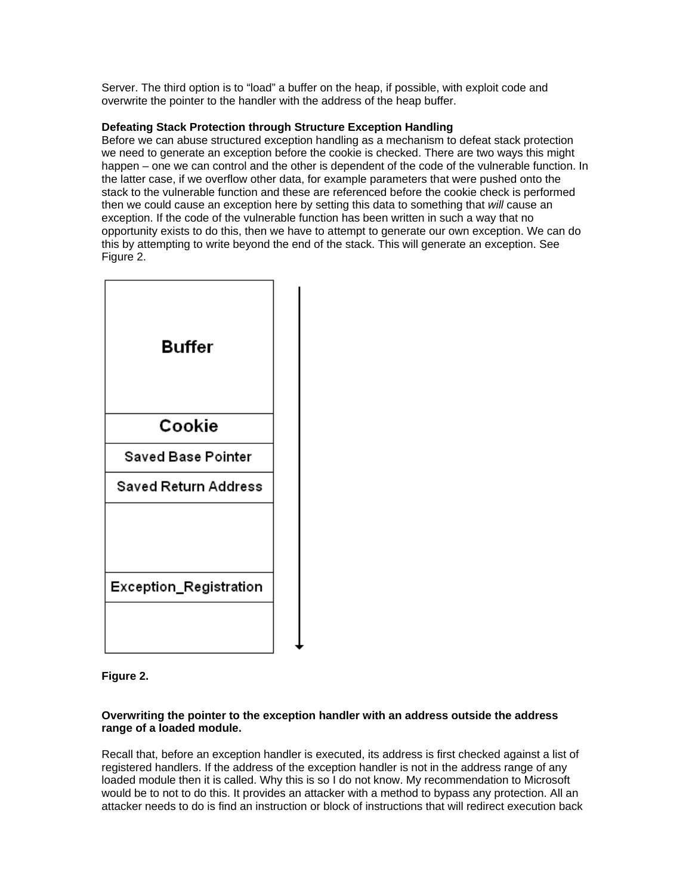Server. The third option is to “load” a buffer on the heap, if possible, with exploit code and overwrite the pointer to the handler with the address of the heap buffer.

**Defeating Stack Protection through Structure Exception Handling**

Before we can abuse structured exception handling as a mechanism to defeat stack protection we need to generate an exception before the cookie is checked. There are two ways this might happen – one we can control and the other is dependent of the code of the vulnerable function. In the latter case, if we overflow other data, for example parameters that were pushed onto the stack to the vulnerable function and these are referenced before the cookie check is performed then we could cause an exception here by setting this data to something that *will* cause an exception. If the code of the vulnerable function has been written in such a way that no opportunity exists to do this, then we have to attempt to generate our own exception. We can do this by attempting to write beyond the end of the stack. This will generate an exception. See Figure 2.

| Buffer |
| --- |
| Cookie |
| Saved Base Pointer |
| Saved Return Address |
| |
| Exception_Registration |
| |

**Figure 2.**

**Overwriting the pointer to the exception handler with an address outside the address range of a loaded module.**

Recall that, before an exception handler is executed, its address is first checked against a list of registered handlers. If the address of the exception handler is not in the address range of any loaded module then it is called. Why this is so I do not know. My recommendation to Microsoft would be to not to do this. It provides an attacker with a method to bypass any protection. All an attacker needs to do is find an instruction or block of instructions that will redirect execution back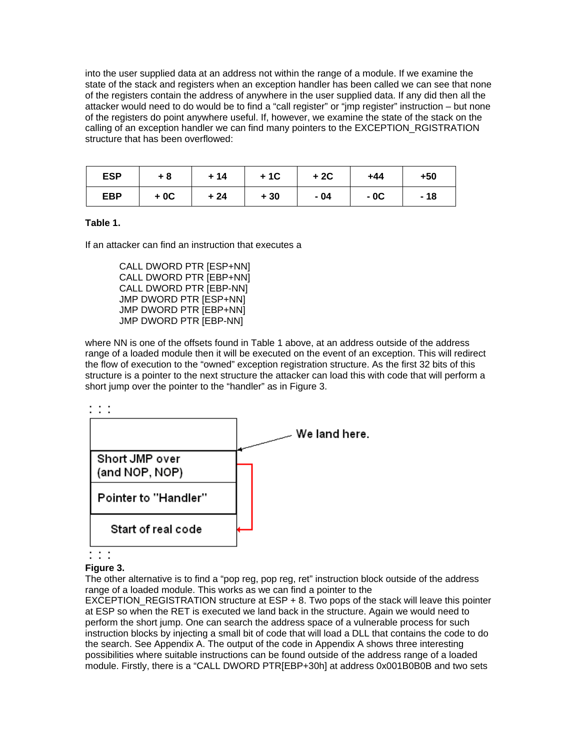into the user supplied data at an address not within the range of a module. If we examine the state of the stack and registers when an exception handler has been called we can see that none of the registers contain the address of anywhere in the user supplied data. If any did then all the attacker would need to do would be to find a "call register" or "jmp register" instruction – but none of the registers do point anywhere useful. If, however, we examine the state of the stack on the calling of an exception handler we can find many pointers to the EXCEPTION_RGISTRATION structure that has been overflowed:

| ESP | + 8 | + 14 | + 1C | + 2C | +44 | +50 |
|---|---|---|---|---|---|---|
| EBP | + 0C | + 24 | + 30 | - 04 | - 0C | - 18 |

**Table 1.**

If an attacker can find an instruction that executes a

```
CALL DWORD PTR [ESP+NN]
CALL DWORD PTR [EBP+NN]
CALL DWORD PTR [EBP-NN]
JMP DWORD PTR [ESP+NN]
JMP DWORD PTR [EBP+NN]
JMP DWORD PTR [EBP-NN]
```

where NN is one of the offsets found in Table 1 above, at an address outside of the address range of a loaded module then it will be executed on the event of an exception. This will redirect the flow of execution to the "owned" exception registration structure. As the first 32 bits of this structure is a pointer to the next structure the attacker can load this with code that will perform a short jump over the pointer to the "handler" as in Figure 3.

```
: : :
+---------------------------+
|                           |
+---------------------------+ <---- We land here.
| Short JMP over            |
| (and NOP, NOP)            |
+---------------------------+
| Pointer to "Handler"      |
+---------------------------+
| Start of real code        |
+---------------------------+
: : :
```

**Figure 3.**

The other alternative is to find a "pop reg, pop reg, ret" instruction block outside of the address range of a loaded module. This works as we can find a pointer to the EXCEPTION_REGISTRATION structure at ESP + 8. Two pops of the stack will leave this pointer at ESP so when the RET is executed we land back in the structure. Again we would need to perform the short jump. One can search the address space of a vulnerable process for such instruction blocks by injecting a small bit of code that will load a DLL that contains the code to do the search. See Appendix A. The output of the code in Appendix A shows three interesting possibilities where suitable instructions can be found outside of the address range of a loaded module. Firstly, there is a "CALL DWORD PTR[EBP+30h] at address 0x001B0B0B and two sets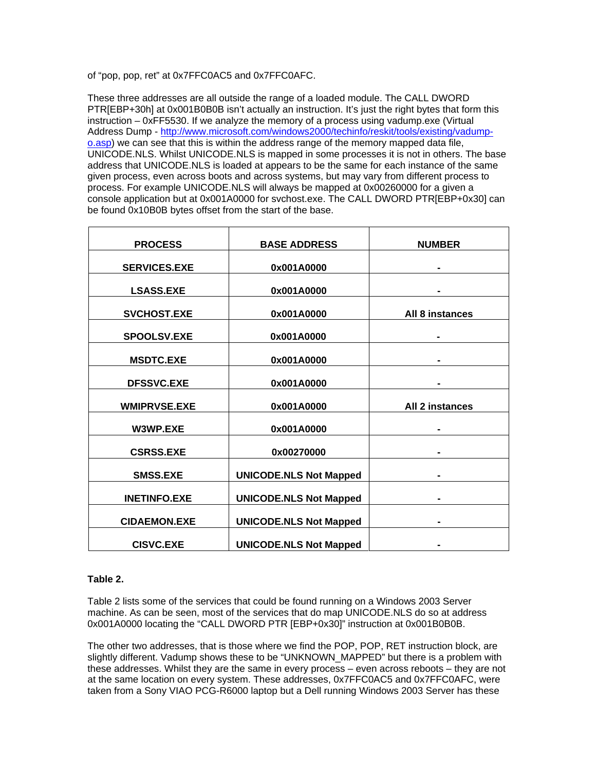of "pop, pop, ret" at 0x7FFC0AC5 and 0x7FFC0AFC.

These three addresses are all outside the range of a loaded module. The CALL DWORD PTR[EBP+30h] at 0x001B0B0B isn't actually an instruction. It's just the right bytes that form this instruction – 0xFF5530. If we analyze the memory of a process using vadump.exe (Virtual Address Dump - [http://www.microsoft.com/windows2000/techinfo/reskit/tools/existing/vadump-o.asp](http://www.microsoft.com/windows2000/techinfo/reskit/tools/existing/vadump-o.asp)) we can see that this is within the address range of the memory mapped data file, UNICODE.NLS. Whilst UNICODE.NLS is mapped in some processes it is not in others. The base address that UNICODE.NLS is loaded at appears to be the same for each instance of the same given process, even across boots and across systems, but may vary from different process to process. For example UNICODE.NLS will always be mapped at 0x00260000 for a given a console application but at 0x001A0000 for svchost.exe. The CALL DWORD PTR[EBP+0x30] can be found 0x10B0B bytes offset from the start of the base.

| PROCESS | BASE ADDRESS | NUMBER |
|---|---|---|
| SERVICES.EXE | 0x001A0000 | - |
| LSASS.EXE | 0x001A0000 | - |
| SVCHOST.EXE | 0x001A0000 | All 8 instances |
| SPOOLSV.EXE | 0x001A0000 | - |
| MSDTC.EXE | 0x001A0000 | - |
| DFSSVC.EXE | 0x001A0000 | - |
| WMIPRVSE.EXE | 0x001A0000 | All 2 instances |
| W3WP.EXE | 0x001A0000 | - |
| CSRSS.EXE | 0x00270000 | - |
| SMSS.EXE | UNICODE.NLS Not Mapped | - |
| INETINFO.EXE | UNICODE.NLS Not Mapped | - |
| CIDAEMON.EXE | UNICODE.NLS Not Mapped | - |
| CISVC.EXE | UNICODE.NLS Not Mapped | - |

**Table 2.**

Table 2 lists some of the services that could be found running on a Windows 2003 Server machine. As can be seen, most of the services that do map UNICODE.NLS do so at address 0x001A0000 locating the "CALL DWORD PTR [EBP+0x30]" instruction at 0x001B0B0B.

The other two addresses, that is those where we find the POP, POP, RET instruction block, are slightly different. Vadump shows these to be "UNKNOWN_MAPPED" but there is a problem with these addresses. Whilst they are the same in every process – even across reboots – they are not at the same location on every system. These addresses, 0x7FFC0AC5 and 0x7FFC0AFC, were taken from a Sony VIAO PCG-R6000 laptop but a Dell running Windows 2003 Server has these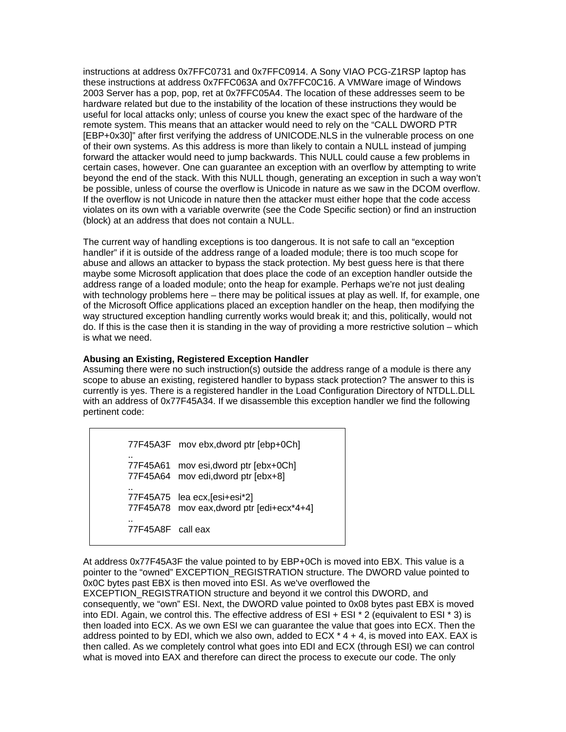instructions at address 0x7FFC0731 and 0x7FFC0914. A Sony VIAO PCG-Z1RSP laptop has these instructions at address 0x7FFC063A and 0x7FFC0C16. A VMWare image of Windows 2003 Server has a pop, pop, ret at 0x7FFC05A4. The location of these addresses seem to be hardware related but due to the instability of the location of these instructions they would be useful for local attacks only; unless of course you knew the exact spec of the hardware of the remote system. This means that an attacker would need to rely on the "CALL DWORD PTR [EBP+0x30]" after first verifying the address of UNICODE.NLS in the vulnerable process on one of their own systems. As this address is more than likely to contain a NULL instead of jumping forward the attacker would need to jump backwards. This NULL could cause a few problems in certain cases, however. One can guarantee an exception with an overflow by attempting to write beyond the end of the stack. With this NULL though, generating an exception in such a way won't be possible, unless of course the overflow is Unicode in nature as we saw in the DCOM overflow. If the overflow is not Unicode in nature then the attacker must either hope that the code access violates on its own with a variable overwrite (see the Code Specific section) or find an instruction (block) at an address that does not contain a NULL.

The current way of handling exceptions is too dangerous. It is not safe to call an "exception handler" if it is outside of the address range of a loaded module; there is too much scope for abuse and allows an attacker to bypass the stack protection. My best guess here is that there maybe some Microsoft application that does place the code of an exception handler outside the address range of a loaded module; onto the heap for example. Perhaps we're not just dealing with technology problems here – there may be political issues at play as well. If, for example, one of the Microsoft Office applications placed an exception handler on the heap, then modifying the way structured exception handling currently works would break it; and this, politically, would not do. If this is the case then it is standing in the way of providing a more restrictive solution – which is what we need.

**Abusing an Existing, Registered Exception Handler**

Assuming there were no such instruction(s) outside the address range of a module is there any scope to abuse an existing, registered handler to bypass stack protection? The answer to this is currently is yes. There is a registered handler in the Load Configuration Directory of NTDLL.DLL with an address of 0x77F45A34. If we disassemble this exception handler we find the following pertinent code:

```
77F45A3F   mov ebx,dword ptr [ebp+0Ch]
..
77F45A61   mov esi,dword ptr [ebx+0Ch]
77F45A64   mov edi,dword ptr [ebx+8]
..
77F45A75   lea ecx,[esi+esi*2]
77F45A78   mov eax,dword ptr [edi+ecx*4+4]
..
77F45A8F   call eax
```

At address 0x77F45A3F the value pointed to by EBP+0Ch is moved into EBX. This value is a pointer to the "owned" EXCEPTION_REGISTRATION structure. The DWORD value pointed to 0x0C bytes past EBX is then moved into ESI. As we've overflowed the EXCEPTION_REGISTRATION structure and beyond it we control this DWORD, and consequently, we "own" ESI. Next, the DWORD value pointed to 0x08 bytes past EBX is moved into EDI. Again, we control this. The effective address of ESI + ESI * 2 (equivalent to ESI * 3) is then loaded into ECX. As we own ESI we can guarantee the value that goes into ECX. Then the address pointed to by EDI, which we also own, added to ECX * 4 + 4, is moved into EAX. EAX is then called. As we completely control what goes into EDI and ECX (through ESI) we can control what is moved into EAX and therefore can direct the process to execute our code. The only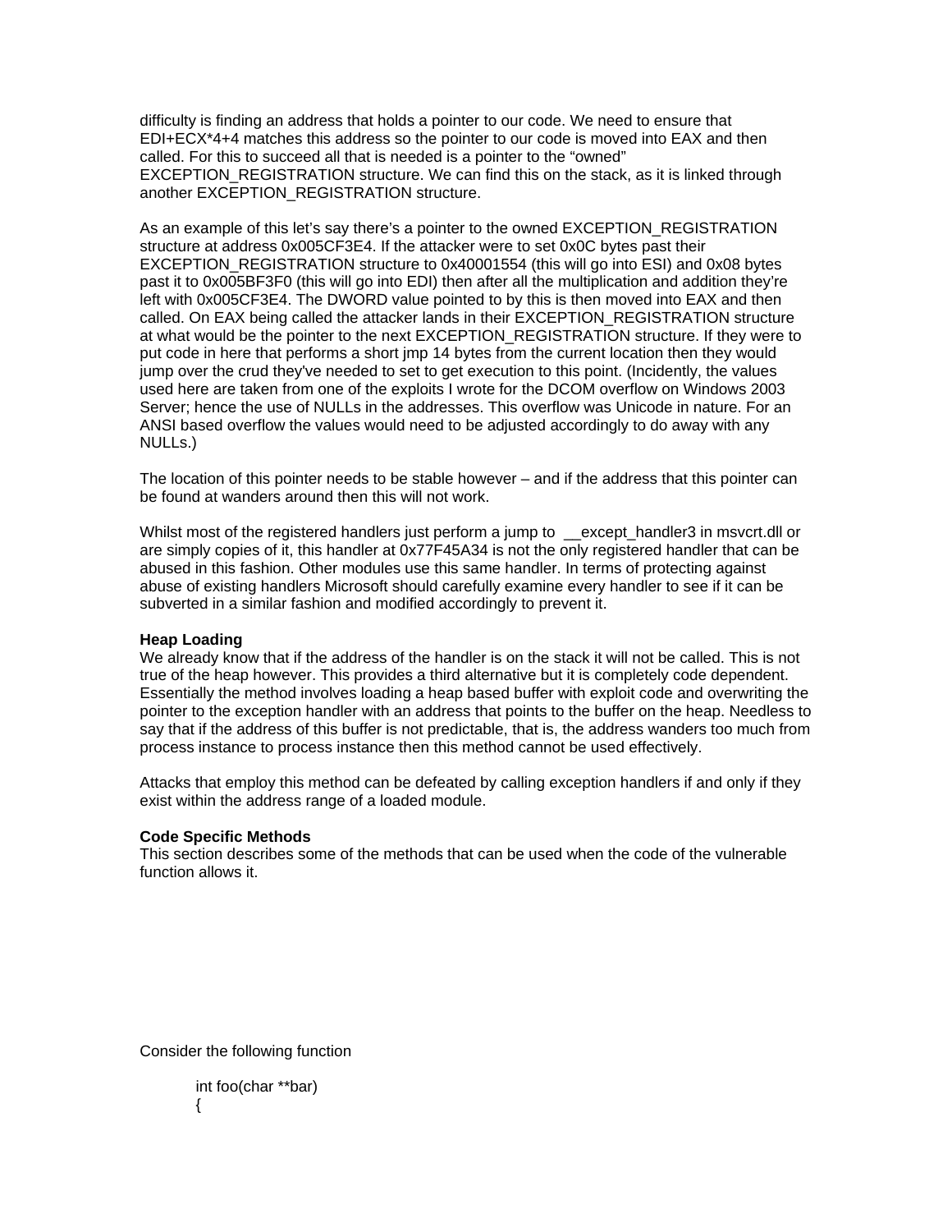difficulty is finding an address that holds a pointer to our code. We need to ensure that EDI+ECX*4+4 matches this address so the pointer to our code is moved into EAX and then called. For this to succeed all that is needed is a pointer to the "owned" EXCEPTION_REGISTRATION structure. We can find this on the stack, as it is linked through another EXCEPTION_REGISTRATION structure.

As an example of this let's say there's a pointer to the owned EXCEPTION_REGISTRATION structure at address 0x005CF3E4. If the attacker were to set 0x0C bytes past their EXCEPTION_REGISTRATION structure to 0x40001554 (this will go into ESI) and 0x08 bytes past it to 0x005BF3F0 (this will go into EDI) then after all the multiplication and addition they're left with 0x005CF3E4. The DWORD value pointed to by this is then moved into EAX and then called. On EAX being called the attacker lands in their EXCEPTION_REGISTRATION structure at what would be the pointer to the next EXCEPTION_REGISTRATION structure. If they were to put code in here that performs a short jmp 14 bytes from the current location then they would jump over the crud they've needed to set to get execution to this point. (Incidently, the values used here are taken from one of the exploits I wrote for the DCOM overflow on Windows 2003 Server; hence the use of NULLs in the addresses. This overflow was Unicode in nature. For an ANSI based overflow the values would need to be adjusted accordingly to do away with any NULLs.)

The location of this pointer needs to be stable however – and if the address that this pointer can be found at wanders around then this will not work.

Whilst most of the registered handlers just perform a jump to __except_handler3 in msvcrt.dll or are simply copies of it, this handler at 0x77F45A34 is not the only registered handler that can be abused in this fashion. Other modules use this same handler. In terms of protecting against abuse of existing handlers Microsoft should carefully examine every handler to see if it can be subverted in a similar fashion and modified accordingly to prevent it.

**Heap Loading**
We already know that if the address of the handler is on the stack it will not be called. This is not true of the heap however. This provides a third alternative but it is completely code dependent. Essentially the method involves loading a heap based buffer with exploit code and overwriting the pointer to the exception handler with an address that points to the buffer on the heap. Needless to say that if the address of this buffer is not predictable, that is, the address wanders too much from process instance to process instance then this method cannot be used effectively.

Attacks that employ this method can be defeated by calling exception handlers if and only if they exist within the address range of a loaded module.

**Code Specific Methods**
This section describes some of the methods that can be used when the code of the vulnerable function allows it.

Consider the following function

```
int foo(char **bar)
{
```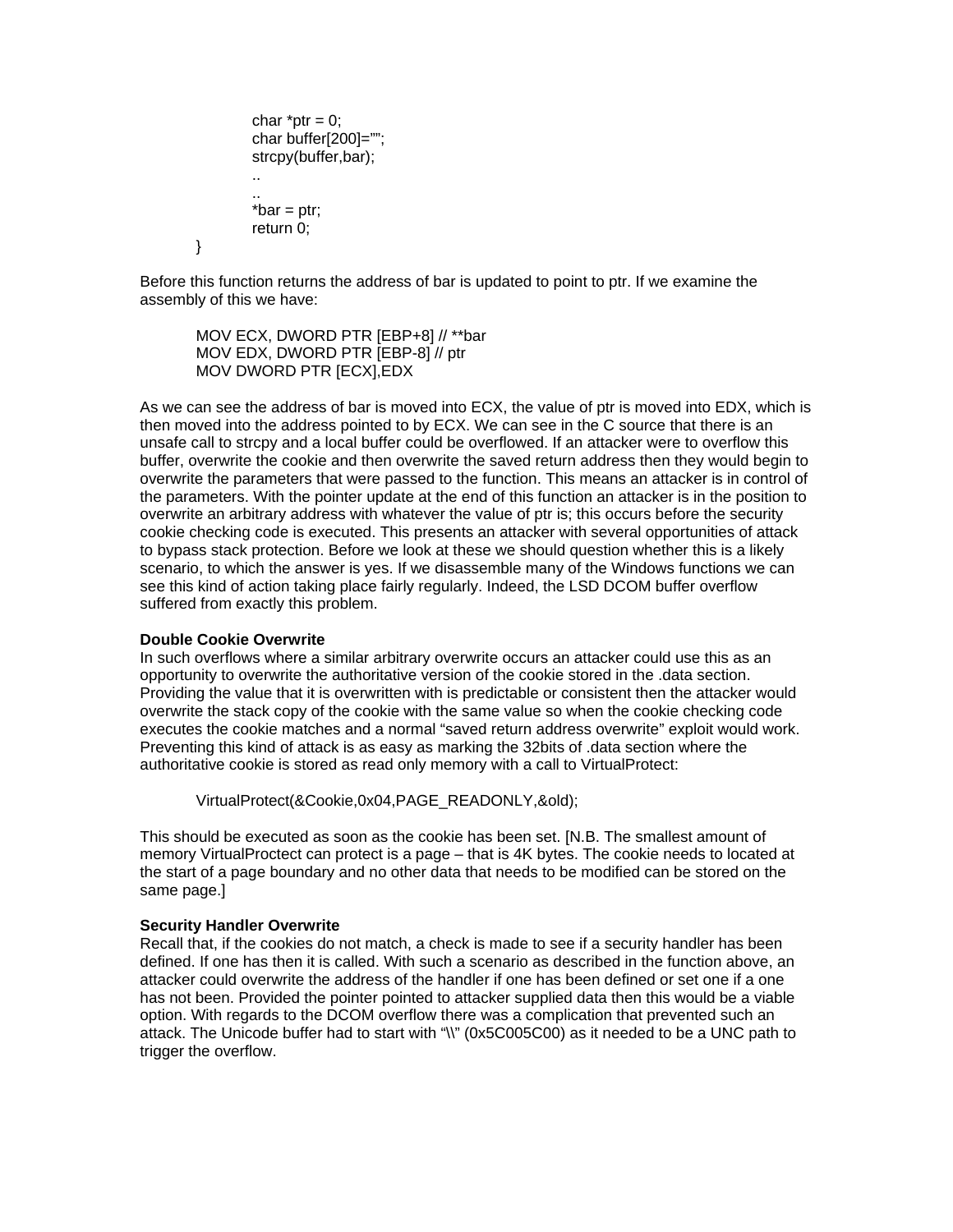```
        char *ptr = 0;
        char buffer[200]="";
        strcpy(buffer,bar);
        ..
        ..
        *bar = ptr;
        return 0;
}
```

Before this function returns the address of bar is updated to point to ptr. If we examine the assembly of this we have:

```
MOV ECX, DWORD PTR [EBP+8] // **bar
MOV EDX, DWORD PTR [EBP-8] // ptr
MOV DWORD PTR [ECX],EDX
```

As we can see the address of bar is moved into ECX, the value of ptr is moved into EDX, which is then moved into the address pointed to by ECX. We can see in the C source that there is an unsafe call to strcpy and a local buffer could be overflowed. If an attacker were to overflow this buffer, overwrite the cookie and then overwrite the saved return address then they would begin to overwrite the parameters that were passed to the function. This means an attacker is in control of the parameters. With the pointer update at the end of this function an attacker is in the position to overwrite an arbitrary address with whatever the value of ptr is; this occurs before the security cookie checking code is executed. This presents an attacker with several opportunities of attack to bypass stack protection. Before we look at these we should question whether this is a likely scenario, to which the answer is yes. If we disassemble many of the Windows functions we can see this kind of action taking place fairly regularly. Indeed, the LSD DCOM buffer overflow suffered from exactly this problem.

**Double Cookie Overwrite**

In such overflows where a similar arbitrary overwrite occurs an attacker could use this as an opportunity to overwrite the authoritative version of the cookie stored in the .data section. Providing the value that it is overwritten with is predictable or consistent then the attacker would overwrite the stack copy of the cookie with the same value so when the cookie checking code executes the cookie matches and a normal "saved return address overwrite" exploit would work. Preventing this kind of attack is as easy as marking the 32bits of .data section where the authoritative cookie is stored as read only memory with a call to VirtualProtect:

```
VirtualProtect(&Cookie,0x04,PAGE_READONLY,&old);
```

This should be executed as soon as the cookie has been set. [N.B. The smallest amount of memory VirtualProctect can protect is a page – that is 4K bytes. The cookie needs to located at the start of a page boundary and no other data that needs to be modified can be stored on the same page.]

**Security Handler Overwrite**

Recall that, if the cookies do not match, a check is made to see if a security handler has been defined. If one has then it is called. With such a scenario as described in the function above, an attacker could overwrite the address of the handler if one has been defined or set one if a one has not been. Provided the pointer pointed to attacker supplied data then this would be a viable option. With regards to the DCOM overflow there was a complication that prevented such an attack. The Unicode buffer had to start with "\\" (0x5C005C00) as it needed to be a UNC path to trigger the overflow.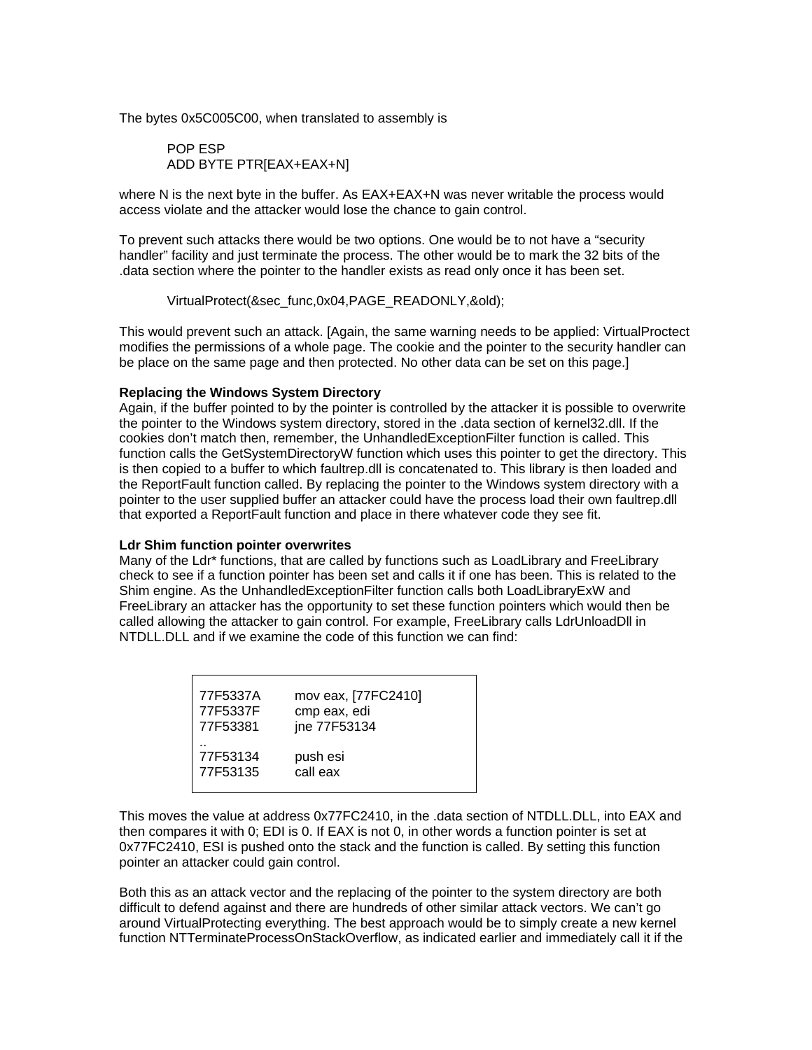The bytes 0x5C005C00, when translated to assembly is

```
POP ESP
ADD BYTE PTR[EAX+EAX+N]
```

where N is the next byte in the buffer. As EAX+EAX+N was never writable the process would access violate and the attacker would lose the chance to gain control.

To prevent such attacks there would be two options. One would be to not have a "security handler" facility and just terminate the process. The other would be to mark the 32 bits of the .data section where the pointer to the handler exists as read only once it has been set.

```
VirtualProtect(&sec_func,0x04,PAGE_READONLY,&old);
```

This would prevent such an attack. [Again, the same warning needs to be applied: VirtualProctect modifies the permissions of a whole page. The cookie and the pointer to the security handler can be place on the same page and then protected. No other data can be set on this page.]

**Replacing the Windows System Directory**

Again, if the buffer pointed to by the pointer is controlled by the attacker it is possible to overwrite the pointer to the Windows system directory, stored in the .data section of kernel32.dll. If the cookies don't match then, remember, the UnhandledExceptionFilter function is called. This function calls the GetSystemDirectoryW function which uses this pointer to get the directory. This is then copied to a buffer to which faultrep.dll is concatenated to. This library is then loaded and the ReportFault function called. By replacing the pointer to the Windows system directory with a pointer to the user supplied buffer an attacker could have the process load their own faultrep.dll that exported a ReportFault function and place in there whatever code they see fit.

**Ldr Shim function pointer overwrites**

Many of the Ldr* functions, that are called by functions such as LoadLibrary and FreeLibrary check to see if a function pointer has been set and calls it if one has been. This is related to the Shim engine. As the UnhandledExceptionFilter function calls both LoadLibraryExW and FreeLibrary an attacker has the opportunity to set these function pointers which would then be called allowing the attacker to gain control. For example, FreeLibrary calls LdrUnloadDll in NTDLL.DLL and if we examine the code of this function we can find:

```
77F5337A     mov eax, [77FC2410]
77F5337F     cmp eax, edi
77F53381     jne 77F53134
..
77F53134     push esi
77F53135     call eax
```

This moves the value at address 0x77FC2410, in the .data section of NTDLL.DLL, into EAX and then compares it with 0; EDI is 0. If EAX is not 0, in other words a function pointer is set at 0x77FC2410, ESI is pushed onto the stack and the function is called. By setting this function pointer an attacker could gain control.

Both this as an attack vector and the replacing of the pointer to the system directory are both difficult to defend against and there are hundreds of other similar attack vectors. We can't go around VirtualProtecting everything. The best approach would be to simply create a new kernel function NTTerminateProcessOnStackOverflow, as indicated earlier and immediately call it if the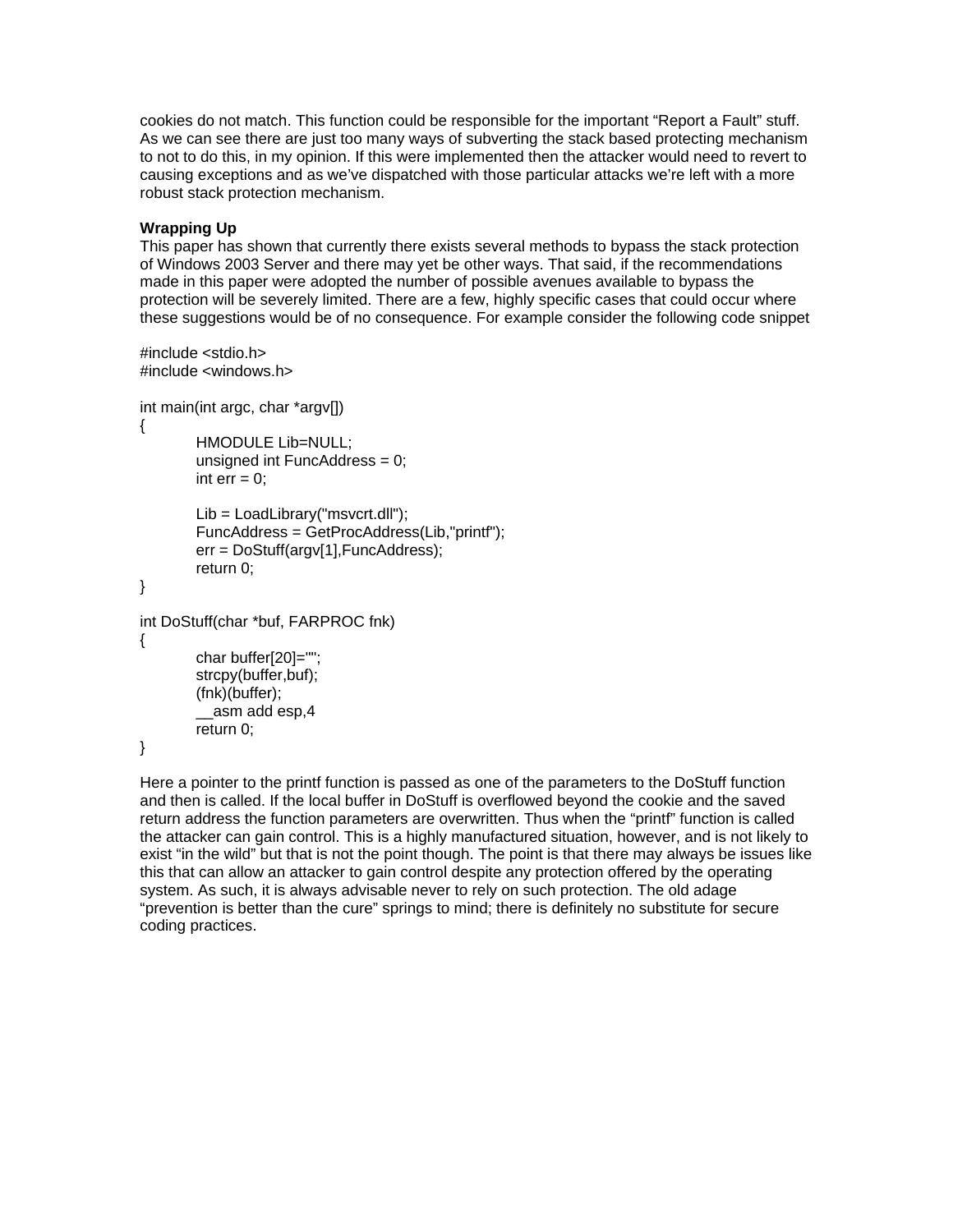cookies do not match. This function could be responsible for the important “Report a Fault” stuff. As we can see there are just too many ways of subverting the stack based protecting mechanism to not to do this, in my opinion. If this were implemented then the attacker would need to revert to causing exceptions and as we’ve dispatched with those particular attacks we’re left with a more robust stack protection mechanism.

**Wrapping Up**

This paper has shown that currently there exists several methods to bypass the stack protection of Windows 2003 Server and there may yet be other ways. That said, if the recommendations made in this paper were adopted the number of possible avenues available to bypass the protection will be severely limited. There are a few, highly specific cases that could occur where these suggestions would be of no consequence. For example consider the following code snippet

```
#include <stdio.h>
#include <windows.h>

int main(int argc, char *argv[])
{
        HMODULE Lib=NULL;
        unsigned int FuncAddress = 0;
        int err = 0;

        Lib = LoadLibrary("msvcrt.dll");
        FuncAddress = GetProcAddress(Lib,"printf");
        err = DoStuff(argv[1],FuncAddress);
        return 0;
}

int DoStuff(char *buf, FARPROC fnk)
{
        char buffer[20]="";
        strcpy(buffer,buf);
        (fnk)(buffer);
        __asm add esp,4
        return 0;
}
```

Here a pointer to the printf function is passed as one of the parameters to the DoStuff function and then is called. If the local buffer in DoStuff is overflowed beyond the cookie and the saved return address the function parameters are overwritten. Thus when the “printf” function is called the attacker can gain control. This is a highly manufactured situation, however, and is not likely to exist “in the wild” but that is not the point though. The point is that there may always be issues like this that can allow an attacker to gain control despite any protection offered by the operating system. As such, it is always advisable never to rely on such protection. The old adage “prevention is better than the cure” springs to mind; there is definitely no substitute for secure coding practices.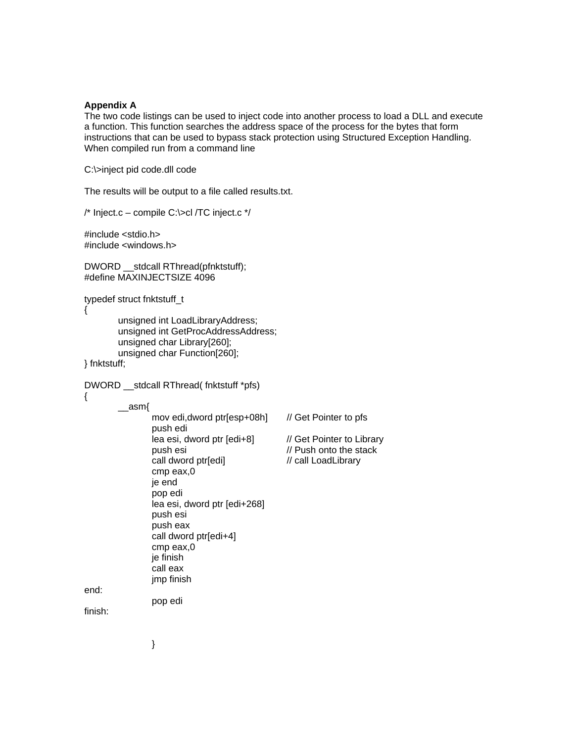**Appendix A**

The two code listings can be used to inject code into another process to load a DLL and execute a function. This function searches the address space of the process for the bytes that form instructions that can be used to bypass stack protection using Structured Exception Handling. When compiled run from a command line

C:\>inject pid code.dll code

The results will be output to a file called results.txt.

```
/* Inject.c – compile C:\>cl /TC inject.c */

#include <stdio.h>
#include <windows.h>

DWORD __stdcall RThread(pfnktstuff);
#define MAXINJECTSIZE 4096

typedef struct fnktstuff_t
{
        unsigned int LoadLibraryAddress;
        unsigned int GetProcAddressAddress;
        unsigned char Library[260];
        unsigned char Function[260];
} fnktstuff;

DWORD __stdcall RThread( fnktstuff *pfs)
{
        __asm{
                mov edi,dword ptr[esp+08h]      // Get Pointer to pfs
                push edi
                lea esi, dword ptr [edi+8]      // Get Pointer to Library
                push esi                        // Push onto the stack
                call dword ptr[edi]             // call LoadLibrary
                cmp eax,0
                je end
                pop edi
                lea esi, dword ptr [edi+268]
                push esi
                push eax
                call dword ptr[edi+4]
                cmp eax,0
                je finish
                call eax
                jmp finish
end:
                pop edi
finish:


                }
```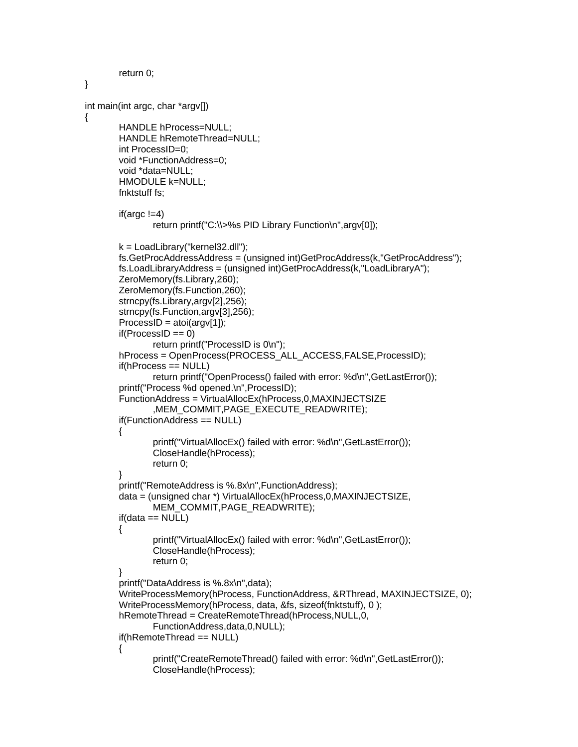```
	return 0;
}

int main(int argc, char *argv[])
{
	HANDLE hProcess=NULL;
	HANDLE hRemoteThread=NULL;
	int ProcessID=0;
	void *FunctionAddress=0;
	void *data=NULL;
	HMODULE k=NULL;
	fnktstuff fs;

	if(argc !=4)
		return printf("C:\\>%s PID Library Function\n",argv[0]);

	k = LoadLibrary("kernel32.dll");
	fs.GetProcAddressAddress = (unsigned int)GetProcAddress(k,"GetProcAddress");
	fs.LoadLibraryAddress = (unsigned int)GetProcAddress(k,"LoadLibraryA");
	ZeroMemory(fs.Library,260);
	ZeroMemory(fs.Function,260);
	strncpy(fs.Library,argv[2],256);
	strncpy(fs.Function,argv[3],256);
	ProcessID = atoi(argv[1]);
	if(ProcessID == 0)
		return printf("ProcessID is 0\n");
	hProcess = OpenProcess(PROCESS_ALL_ACCESS,FALSE,ProcessID);
	if(hProcess == NULL)
		return printf("OpenProcess() failed with error: %d\n",GetLastError());
	printf("Process %d opened.\n",ProcessID);
	FunctionAddress = VirtualAllocEx(hProcess,0,MAXINJECTSIZE
		,MEM_COMMIT,PAGE_EXECUTE_READWRITE);
	if(FunctionAddress == NULL)
	{
		printf("VirtualAllocEx() failed with error: %d\n",GetLastError());
		CloseHandle(hProcess);
		return 0;
	}
	printf("RemoteAddress is %.8x\n",FunctionAddress);
	data = (unsigned char *) VirtualAllocEx(hProcess,0,MAXINJECTSIZE,
		MEM_COMMIT,PAGE_READWRITE);
	if(data == NULL)
	{
		printf("VirtualAllocEx() failed with error: %d\n",GetLastError());
		CloseHandle(hProcess);
		return 0;
	}
	printf("DataAddress is %.8x\n",data);
	WriteProcessMemory(hProcess, FunctionAddress, &RThread, MAXINJECTSIZE, 0);
	WriteProcessMemory(hProcess, data, &fs, sizeof(fnktstuff), 0 );
	hRemoteThread = CreateRemoteThread(hProcess,NULL,0,
		FunctionAddress,data,0,NULL);
	if(hRemoteThread == NULL)
	{
		printf("CreateRemoteThread() failed with error: %d\n",GetLastError());
		CloseHandle(hProcess);
```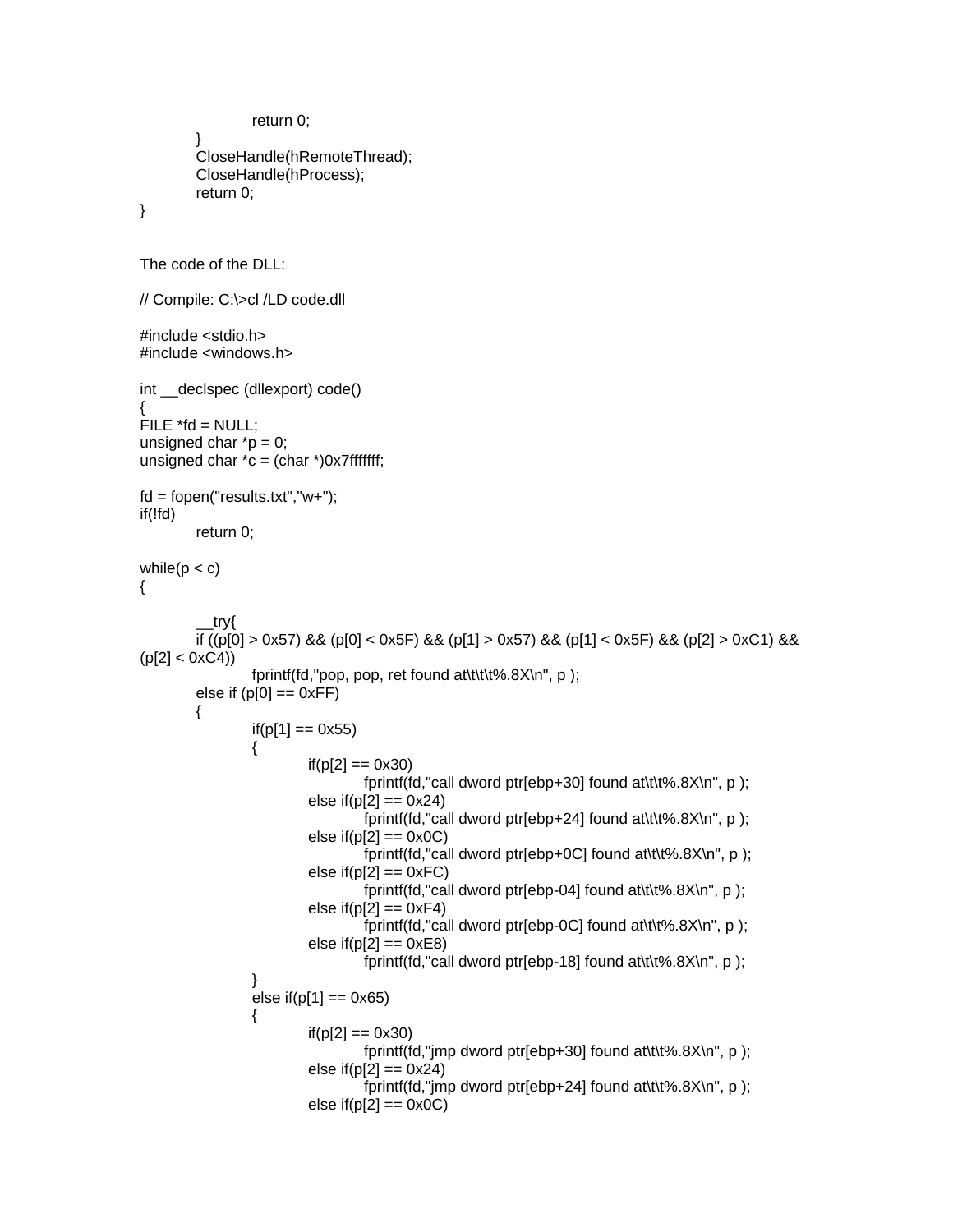```
			return 0;
		}
		CloseHandle(hRemoteThread);
		CloseHandle(hProcess);
		return 0;
}
```

The code of the DLL:

```
// Compile: C:\>cl /LD code.dll

#include <stdio.h>
#include <windows.h>

int __declspec (dllexport) code()
{
FILE *fd = NULL;
unsigned char *p = 0;
unsigned char *c = (char *)0x7fffffff;

fd = fopen("results.txt","w+");
if(!fd)
		return 0;

while(p < c)
{

		__try{
		if ((p[0] > 0x57) && (p[0] < 0x5F) && (p[1] > 0x57) && (p[1] < 0x5F) && (p[2] > 0xC1) &&
(p[2] < 0xC4))
				fprintf(fd,"pop, pop, ret found at\t\t\t%.8X\n", p );
		else if (p[0] == 0xFF)
		{
				if(p[1] == 0x55)
				{
						if(p[2] == 0x30)
								fprintf(fd,"call dword ptr[ebp+30] found at\t\t%.8X\n", p );
						else if(p[2] == 0x24)
								fprintf(fd,"call dword ptr[ebp+24] found at\t\t%.8X\n", p );
						else if(p[2] == 0x0C)
								fprintf(fd,"call dword ptr[ebp+0C] found at\t\t%.8X\n", p );
						else if(p[2] == 0xFC)
								fprintf(fd,"call dword ptr[ebp-04] found at\t\t%.8X\n", p );
						else if(p[2] == 0xF4)
								fprintf(fd,"call dword ptr[ebp-0C] found at\t\t%.8X\n", p );
						else if(p[2] == 0xE8)
								fprintf(fd,"call dword ptr[ebp-18] found at\t\t%.8X\n", p );
				}
				else if(p[1] == 0x65)
				{
						if(p[2] == 0x30)
								fprintf(fd,"jmp dword ptr[ebp+30] found at\t\t%.8X\n", p );
						else if(p[2] == 0x24)
								fprintf(fd,"jmp dword ptr[ebp+24] found at\t\t%.8X\n", p );
						else if(p[2] == 0x0C)
```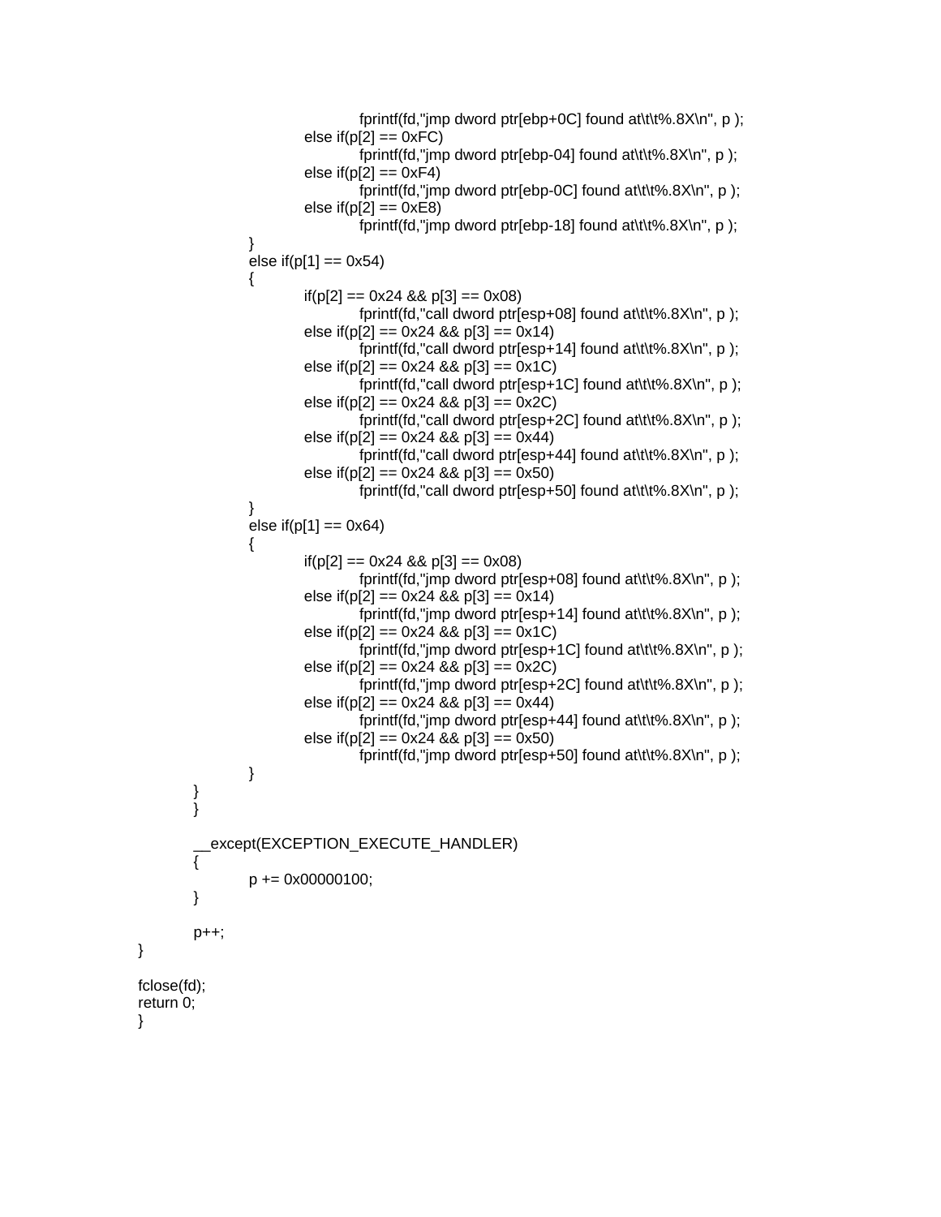```
                    fprintf(fd,"jmp dword ptr[ebp+0C] found at\t\t%.8X\n", p );
                else if(p[2] == 0xFC)
                    fprintf(fd,"jmp dword ptr[ebp-04] found at\t\t%.8X\n", p );
                else if(p[2] == 0xF4)
                    fprintf(fd,"jmp dword ptr[ebp-0C] found at\t\t%.8X\n", p );
                else if(p[2] == 0xE8)
                    fprintf(fd,"jmp dword ptr[ebp-18] found at\t\t%.8X\n", p );
            }
            else if(p[1] == 0x54)
            {
                if(p[2] == 0x24 && p[3] == 0x08)
                    fprintf(fd,"call dword ptr[esp+08] found at\t\t%.8X\n", p );
                else if(p[2] == 0x24 && p[3] == 0x14)
                    fprintf(fd,"call dword ptr[esp+14] found at\t\t%.8X\n", p );
                else if(p[2] == 0x24 && p[3] == 0x1C)
                    fprintf(fd,"call dword ptr[esp+1C] found at\t\t%.8X\n", p );
                else if(p[2] == 0x24 && p[3] == 0x2C)
                    fprintf(fd,"call dword ptr[esp+2C] found at\t\t%.8X\n", p );
                else if(p[2] == 0x24 && p[3] == 0x44)
                    fprintf(fd,"call dword ptr[esp+44] found at\t\t%.8X\n", p );
                else if(p[2] == 0x24 && p[3] == 0x50)
                    fprintf(fd,"call dword ptr[esp+50] found at\t\t%.8X\n", p );
            }
            else if(p[1] == 0x64)
            {
                if(p[2] == 0x24 && p[3] == 0x08)
                    fprintf(fd,"jmp dword ptr[esp+08] found at\t\t%.8X\n", p );
                else if(p[2] == 0x24 && p[3] == 0x14)
                    fprintf(fd,"jmp dword ptr[esp+14] found at\t\t%.8X\n", p );
                else if(p[2] == 0x24 && p[3] == 0x1C)
                    fprintf(fd,"jmp dword ptr[esp+1C] found at\t\t%.8X\n", p );
                else if(p[2] == 0x24 && p[3] == 0x2C)
                    fprintf(fd,"jmp dword ptr[esp+2C] found at\t\t%.8X\n", p );
                else if(p[2] == 0x24 && p[3] == 0x44)
                    fprintf(fd,"jmp dword ptr[esp+44] found at\t\t%.8X\n", p );
                else if(p[2] == 0x24 && p[3] == 0x50)
                    fprintf(fd,"jmp dword ptr[esp+50] found at\t\t%.8X\n", p );
            }
        }
        }

        __except(EXCEPTION_EXECUTE_HANDLER)
        {
            p += 0x00000100;
        }

        p++;
    }

    fclose(fd);
    return 0;
}
```